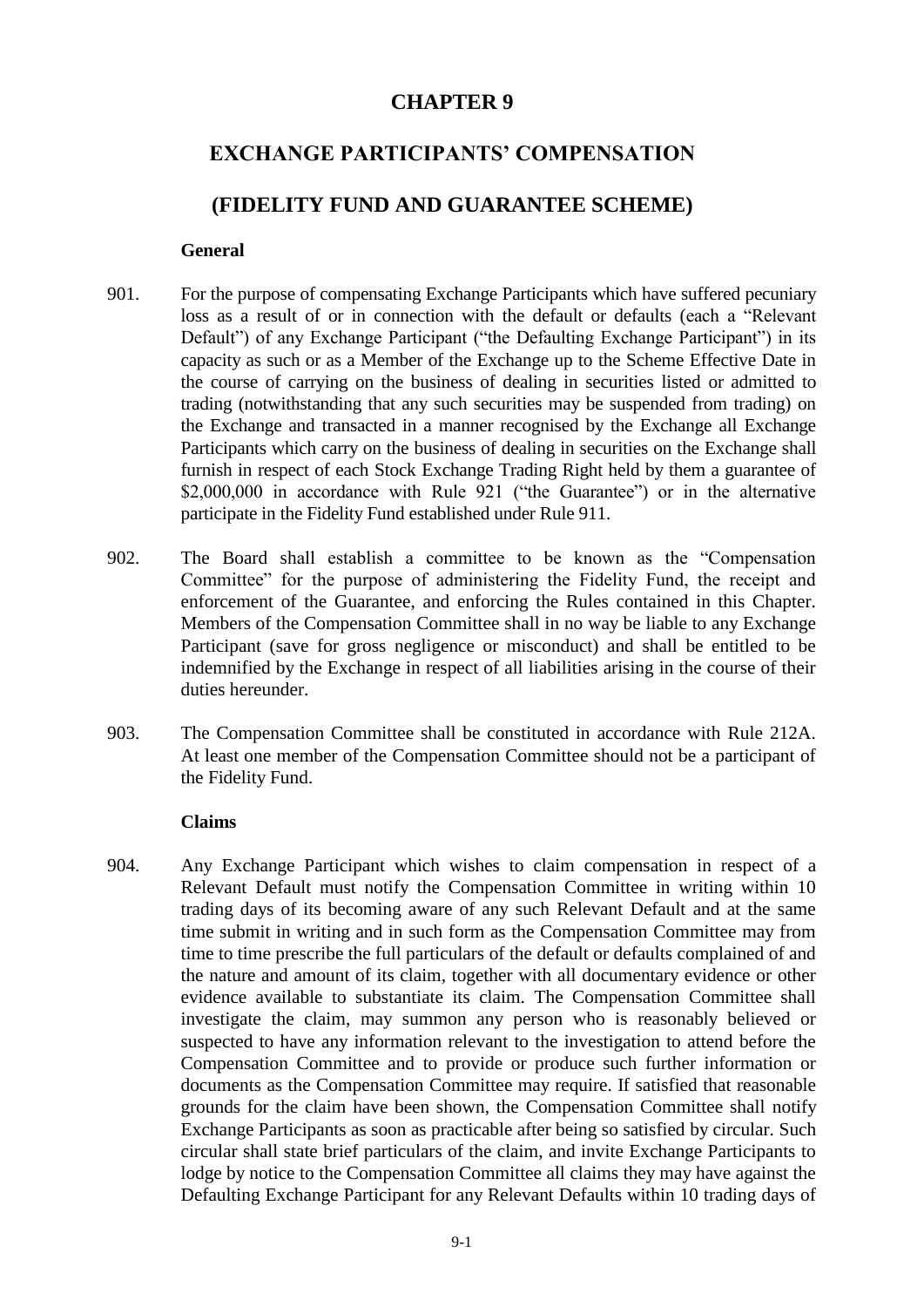# CHAPTER 9

## EXCHANGE PARTICIPANTS' COMPENSATION

## (FIDELITY FUND AND GUARANTEE SCHEME)

### General

901. For the purpose of compensating Exchange Participants which have suffered pecuniary loss as a result of or in connection with the default or defaults (each a "Relevant Default") of any Exchange Participant ("the Defaulting Exchange Participant") in its capacity as such or as a Member of the Exchange up to the Scheme Effective Date in the course of carrying on the business of dealing in securities listed or admitted to trading (notwithstanding that any such securities may be suspended from trading) on the Exchange and transacted in a manner recognised by the Exchange all Exchange Participants which carry on the business of dealing in securities on the Exchange shall furnish in respect of each Stock Exchange Trading Right held by them a guarantee of $2,000,000 in accordance with Rule 921 ("the Guarantee") or in the alternative participate in the Fidelity Fund established under Rule 911.

902. The Board shall establish a committee to be known as the "Compensation Committee" for the purpose of administering the Fidelity Fund, the receipt and enforcement of the Guarantee, and enforcing the Rules contained in this Chapter. Members of the Compensation Committee shall in no way be liable to any Exchange Participant (save for gross negligence or misconduct) and shall be entitled to be indemnified by the Exchange in respect of all liabilities arising in the course of their duties hereunder.

903. The Compensation Committee shall be constituted in accordance with Rule 212A. At least one member of the Compensation Committee should not be a participant of the Fidelity Fund.

### Claims

904. Any Exchange Participant which wishes to claim compensation in respect of a Relevant Default must notify the Compensation Committee in writing within 10 trading days of its becoming aware of any such Relevant Default and at the same time submit in writing and in such form as the Compensation Committee may from time to time prescribe the full particulars of the default or defaults complained of and the nature and amount of its claim, together with all documentary evidence or other evidence available to substantiate its claim. The Compensation Committee shall investigate the claim, may summon any person who is reasonably believed or suspected to have any information relevant to the investigation to attend before the Compensation Committee and to provide or produce such further information or documents as the Compensation Committee may require. If satisfied that reasonable grounds for the claim have been shown, the Compensation Committee shall notify Exchange Participants as soon as practicable after being so satisfied by circular. Such circular shall state brief particulars of the claim, and invite Exchange Participants to lodge by notice to the Compensation Committee all claims they may have against the Defaulting Exchange Participant for any Relevant Defaults within 10 trading days of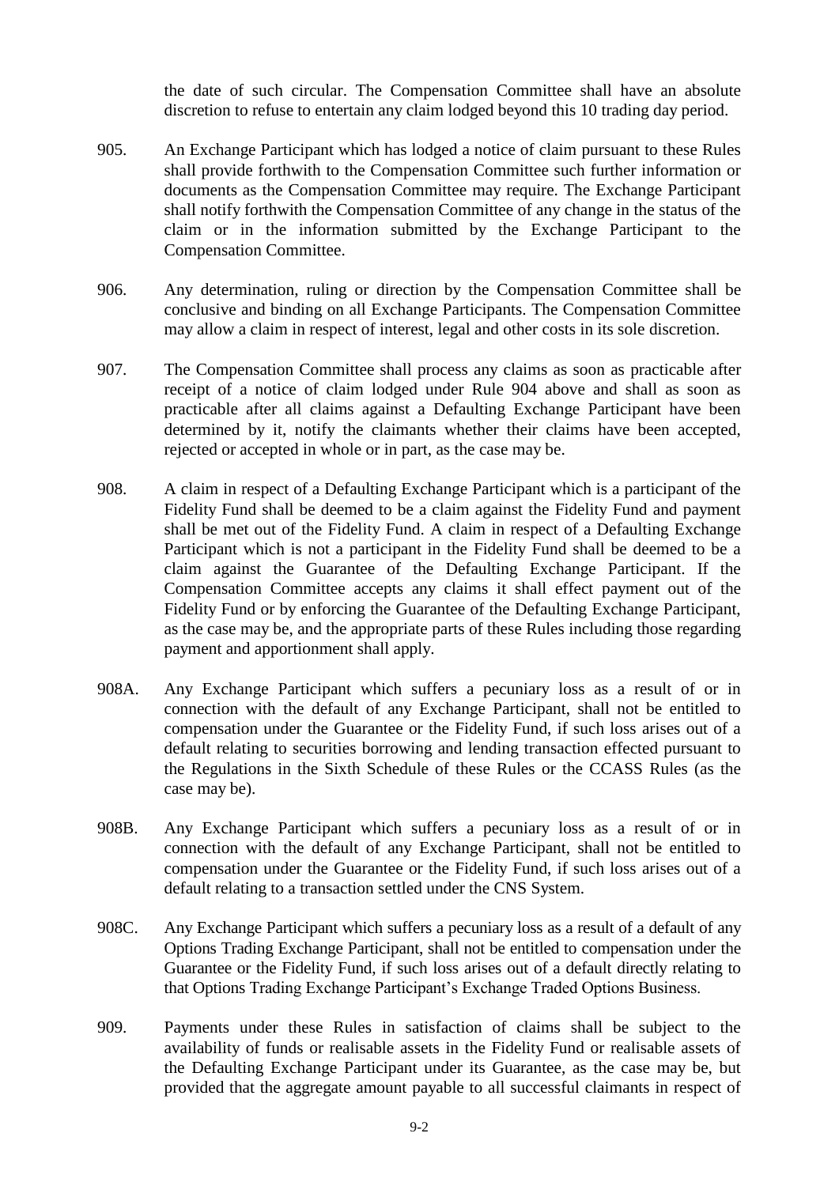the date of such circular. The Compensation Committee shall have an absolute discretion to refuse to entertain any claim lodged beyond this 10 trading day period.

905. An Exchange Participant which has lodged a notice of claim pursuant to these Rules shall provide forthwith to the Compensation Committee such further information or documents as the Compensation Committee may require. The Exchange Participant shall notify forthwith the Compensation Committee of any change in the status of the claim or in the information submitted by the Exchange Participant to the Compensation Committee.

906. Any determination, ruling or direction by the Compensation Committee shall be conclusive and binding on all Exchange Participants. The Compensation Committee may allow a claim in respect of interest, legal and other costs in its sole discretion.

907. The Compensation Committee shall process any claims as soon as practicable after receipt of a notice of claim lodged under Rule 904 above and shall as soon as practicable after all claims against a Defaulting Exchange Participant have been determined by it, notify the claimants whether their claims have been accepted, rejected or accepted in whole or in part, as the case may be.

908. A claim in respect of a Defaulting Exchange Participant which is a participant of the Fidelity Fund shall be deemed to be a claim against the Fidelity Fund and payment shall be met out of the Fidelity Fund. A claim in respect of a Defaulting Exchange Participant which is not a participant in the Fidelity Fund shall be deemed to be a claim against the Guarantee of the Defaulting Exchange Participant. If the Compensation Committee accepts any claims it shall effect payment out of the Fidelity Fund or by enforcing the Guarantee of the Defaulting Exchange Participant, as the case may be, and the appropriate parts of these Rules including those regarding payment and apportionment shall apply.

908A. Any Exchange Participant which suffers a pecuniary loss as a result of or in connection with the default of any Exchange Participant, shall not be entitled to compensation under the Guarantee or the Fidelity Fund, if such loss arises out of a default relating to securities borrowing and lending transaction effected pursuant to the Regulations in the Sixth Schedule of these Rules or the CCASS Rules (as the case may be).

908B. Any Exchange Participant which suffers a pecuniary loss as a result of or in connection with the default of any Exchange Participant, shall not be entitled to compensation under the Guarantee or the Fidelity Fund, if such loss arises out of a default relating to a transaction settled under the CNS System.

908C. Any Exchange Participant which suffers a pecuniary loss as a result of a default of any Options Trading Exchange Participant, shall not be entitled to compensation under the Guarantee or the Fidelity Fund, if such loss arises out of a default directly relating to that Options Trading Exchange Participant's Exchange Traded Options Business.

909. Payments under these Rules in satisfaction of claims shall be subject to the availability of funds or realisable assets in the Fidelity Fund or realisable assets of the Defaulting Exchange Participant under its Guarantee, as the case may be, but provided that the aggregate amount payable to all successful claimants in respect of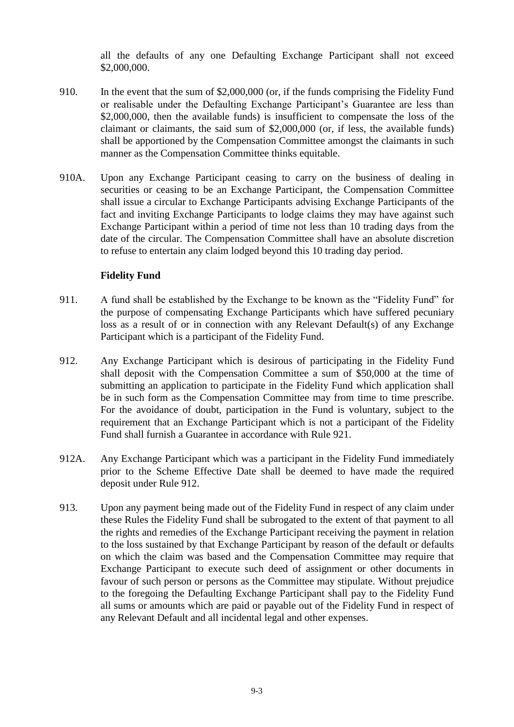all the defaults of any one Defaulting Exchange Participant shall not exceed $2,000,000.

910. In the event that the sum of $2,000,000 (or, if the funds comprising the Fidelity Fund or realisable under the Defaulting Exchange Participant's Guarantee are less than $2,000,000, then the available funds) is insufficient to compensate the loss of the claimant or claimants, the said sum of $2,000,000 (or, if less, the available funds) shall be apportioned by the Compensation Committee amongst the claimants in such manner as the Compensation Committee thinks equitable.

910A. Upon any Exchange Participant ceasing to carry on the business of dealing in securities or ceasing to be an Exchange Participant, the Compensation Committee shall issue a circular to Exchange Participants advising Exchange Participants of the fact and inviting Exchange Participants to lodge claims they may have against such Exchange Participant within a period of time not less than 10 trading days from the date of the circular. The Compensation Committee shall have an absolute discretion to refuse to entertain any claim lodged beyond this 10 trading day period.

**Fidelity Fund**

911. A fund shall be established by the Exchange to be known as the "Fidelity Fund" for the purpose of compensating Exchange Participants which have suffered pecuniary loss as a result of or in connection with any Relevant Default(s) of any Exchange Participant which is a participant of the Fidelity Fund.

912. Any Exchange Participant which is desirous of participating in the Fidelity Fund shall deposit with the Compensation Committee a sum of $50,000 at the time of submitting an application to participate in the Fidelity Fund which application shall be in such form as the Compensation Committee may from time to time prescribe. For the avoidance of doubt, participation in the Fund is voluntary, subject to the requirement that an Exchange Participant which is not a participant of the Fidelity Fund shall furnish a Guarantee in accordance with Rule 921.

912A. Any Exchange Participant which was a participant in the Fidelity Fund immediately prior to the Scheme Effective Date shall be deemed to have made the required deposit under Rule 912.

913. Upon any payment being made out of the Fidelity Fund in respect of any claim under these Rules the Fidelity Fund shall be subrogated to the extent of that payment to all the rights and remedies of the Exchange Participant receiving the payment in relation to the loss sustained by that Exchange Participant by reason of the default or defaults on which the claim was based and the Compensation Committee may require that Exchange Participant to execute such deed of assignment or other documents in favour of such person or persons as the Committee may stipulate. Without prejudice to the foregoing the Defaulting Exchange Participant shall pay to the Fidelity Fund all sums or amounts which are paid or payable out of the Fidelity Fund in respect of any Relevant Default and all incidental legal and other expenses.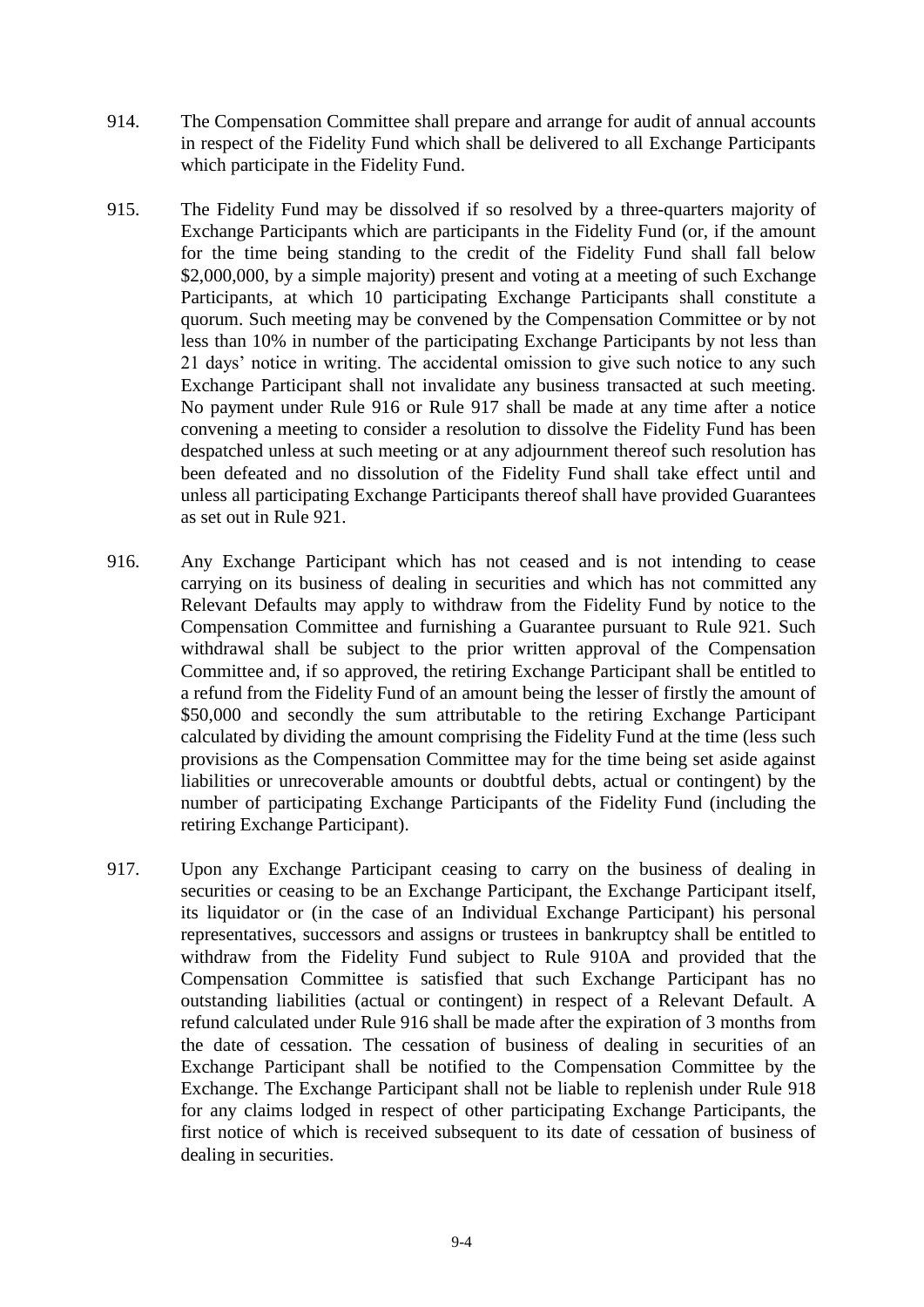914. The Compensation Committee shall prepare and arrange for audit of annual accounts in respect of the Fidelity Fund which shall be delivered to all Exchange Participants which participate in the Fidelity Fund.

915. The Fidelity Fund may be dissolved if so resolved by a three-quarters majority of Exchange Participants which are participants in the Fidelity Fund (or, if the amount for the time being standing to the credit of the Fidelity Fund shall fall below $2,000,000, by a simple majority) present and voting at a meeting of such Exchange Participants, at which 10 participating Exchange Participants shall constitute a quorum. Such meeting may be convened by the Compensation Committee or by not less than 10% in number of the participating Exchange Participants by not less than 21 days' notice in writing. The accidental omission to give such notice to any such Exchange Participant shall not invalidate any business transacted at such meeting. No payment under Rule 916 or Rule 917 shall be made at any time after a notice convening a meeting to consider a resolution to dissolve the Fidelity Fund has been despatched unless at such meeting or at any adjournment thereof such resolution has been defeated and no dissolution of the Fidelity Fund shall take effect until and unless all participating Exchange Participants thereof shall have provided Guarantees as set out in Rule 921.

916. Any Exchange Participant which has not ceased and is not intending to cease carrying on its business of dealing in securities and which has not committed any Relevant Defaults may apply to withdraw from the Fidelity Fund by notice to the Compensation Committee and furnishing a Guarantee pursuant to Rule 921. Such withdrawal shall be subject to the prior written approval of the Compensation Committee and, if so approved, the retiring Exchange Participant shall be entitled to a refund from the Fidelity Fund of an amount being the lesser of firstly the amount of $50,000 and secondly the sum attributable to the retiring Exchange Participant calculated by dividing the amount comprising the Fidelity Fund at the time (less such provisions as the Compensation Committee may for the time being set aside against liabilities or unrecoverable amounts or doubtful debts, actual or contingent) by the number of participating Exchange Participants of the Fidelity Fund (including the retiring Exchange Participant).

917. Upon any Exchange Participant ceasing to carry on the business of dealing in securities or ceasing to be an Exchange Participant, the Exchange Participant itself, its liquidator or (in the case of an Individual Exchange Participant) his personal representatives, successors and assigns or trustees in bankruptcy shall be entitled to withdraw from the Fidelity Fund subject to Rule 910A and provided that the Compensation Committee is satisfied that such Exchange Participant has no outstanding liabilities (actual or contingent) in respect of a Relevant Default. A refund calculated under Rule 916 shall be made after the expiration of 3 months from the date of cessation. The cessation of business of dealing in securities of an Exchange Participant shall be notified to the Compensation Committee by the Exchange. The Exchange Participant shall not be liable to replenish under Rule 918 for any claims lodged in respect of other participating Exchange Participants, the first notice of which is received subsequent to its date of cessation of business of dealing in securities.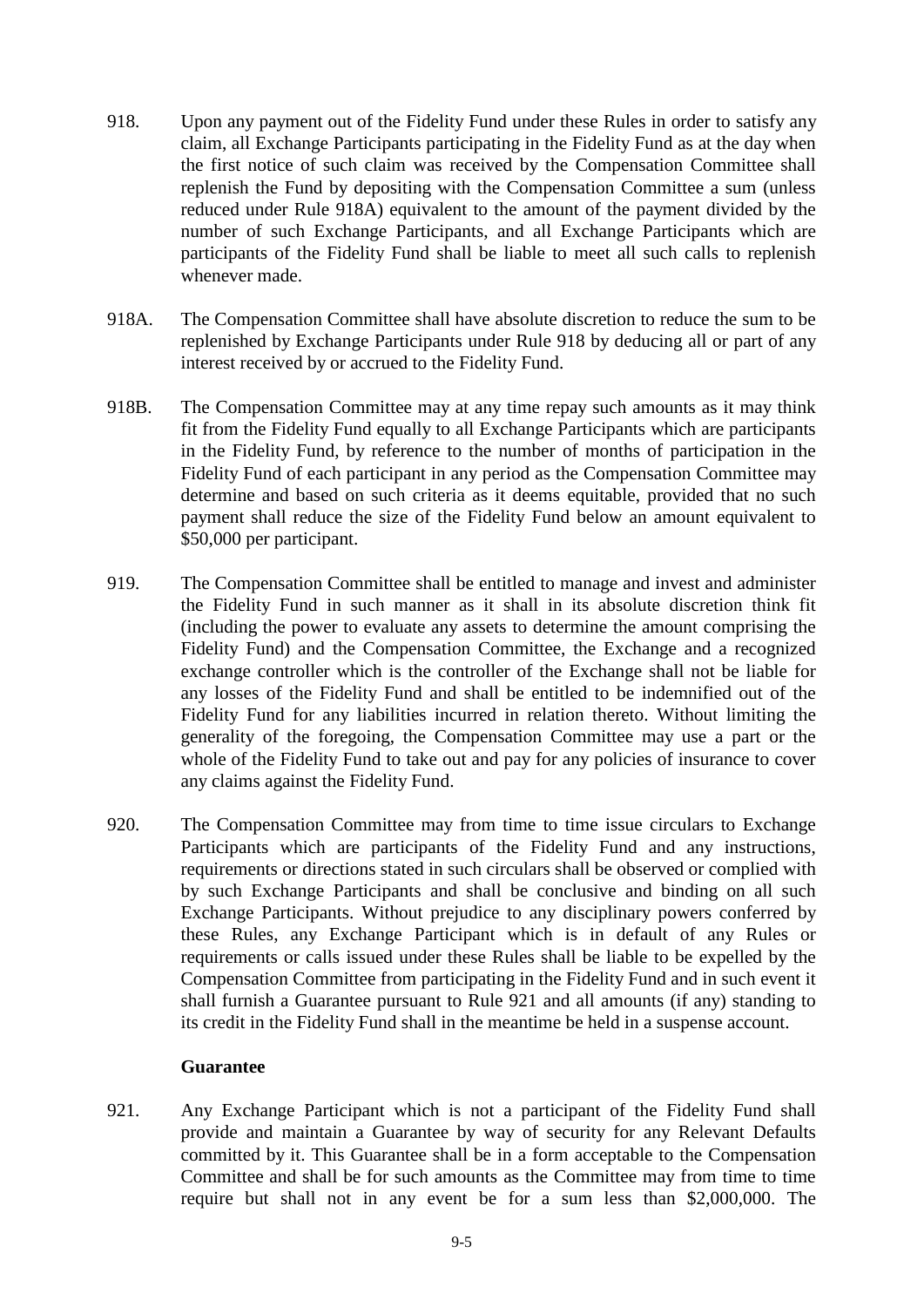918. Upon any payment out of the Fidelity Fund under these Rules in order to satisfy any claim, all Exchange Participants participating in the Fidelity Fund as at the day when the first notice of such claim was received by the Compensation Committee shall replenish the Fund by depositing with the Compensation Committee a sum (unless reduced under Rule 918A) equivalent to the amount of the payment divided by the number of such Exchange Participants, and all Exchange Participants which are participants of the Fidelity Fund shall be liable to meet all such calls to replenish whenever made.

918A. The Compensation Committee shall have absolute discretion to reduce the sum to be replenished by Exchange Participants under Rule 918 by deducing all or part of any interest received by or accrued to the Fidelity Fund.

918B. The Compensation Committee may at any time repay such amounts as it may think fit from the Fidelity Fund equally to all Exchange Participants which are participants in the Fidelity Fund, by reference to the number of months of participation in the Fidelity Fund of each participant in any period as the Compensation Committee may determine and based on such criteria as it deems equitable, provided that no such payment shall reduce the size of the Fidelity Fund below an amount equivalent to $50,000 per participant.

919. The Compensation Committee shall be entitled to manage and invest and administer the Fidelity Fund in such manner as it shall in its absolute discretion think fit (including the power to evaluate any assets to determine the amount comprising the Fidelity Fund) and the Compensation Committee, the Exchange and a recognized exchange controller which is the controller of the Exchange shall not be liable for any losses of the Fidelity Fund and shall be entitled to be indemnified out of the Fidelity Fund for any liabilities incurred in relation thereto. Without limiting the generality of the foregoing, the Compensation Committee may use a part or the whole of the Fidelity Fund to take out and pay for any policies of insurance to cover any claims against the Fidelity Fund.

920. The Compensation Committee may from time to time issue circulars to Exchange Participants which are participants of the Fidelity Fund and any instructions, requirements or directions stated in such circulars shall be observed or complied with by such Exchange Participants and shall be conclusive and binding on all such Exchange Participants. Without prejudice to any disciplinary powers conferred by these Rules, any Exchange Participant which is in default of any Rules or requirements or calls issued under these Rules shall be liable to be expelled by the Compensation Committee from participating in the Fidelity Fund and in such event it shall furnish a Guarantee pursuant to Rule 921 and all amounts (if any) standing to its credit in the Fidelity Fund shall in the meantime be held in a suspense account.

**Guarantee**

921. Any Exchange Participant which is not a participant of the Fidelity Fund shall provide and maintain a Guarantee by way of security for any Relevant Defaults committed by it. This Guarantee shall be in a form acceptable to the Compensation Committee and shall be for such amounts as the Committee may from time to time require but shall not in any event be for a sum less than $2,000,000. The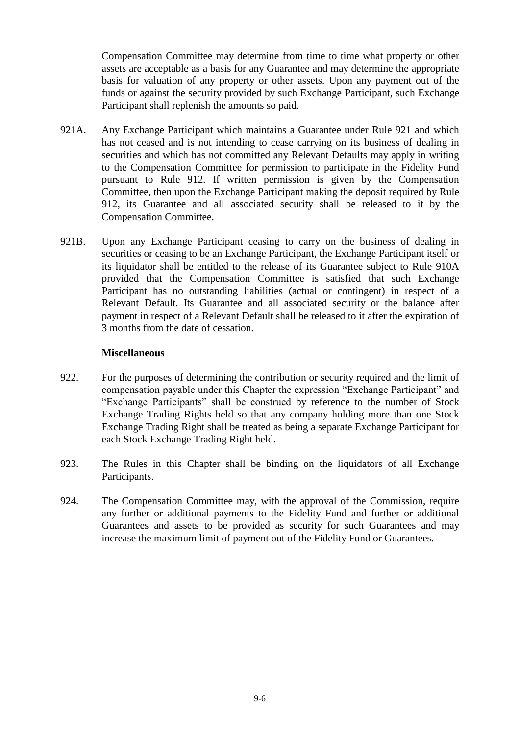Compensation Committee may determine from time to time what property or other assets are acceptable as a basis for any Guarantee and may determine the appropriate basis for valuation of any property or other assets. Upon any payment out of the funds or against the security provided by such Exchange Participant, such Exchange Participant shall replenish the amounts so paid.

921A. Any Exchange Participant which maintains a Guarantee under Rule 921 and which has not ceased and is not intending to cease carrying on its business of dealing in securities and which has not committed any Relevant Defaults may apply in writing to the Compensation Committee for permission to participate in the Fidelity Fund pursuant to Rule 912. If written permission is given by the Compensation Committee, then upon the Exchange Participant making the deposit required by Rule 912, its Guarantee and all associated security shall be released to it by the Compensation Committee.

921B. Upon any Exchange Participant ceasing to carry on the business of dealing in securities or ceasing to be an Exchange Participant, the Exchange Participant itself or its liquidator shall be entitled to the release of its Guarantee subject to Rule 910A provided that the Compensation Committee is satisfied that such Exchange Participant has no outstanding liabilities (actual or contingent) in respect of a Relevant Default. Its Guarantee and all associated security or the balance after payment in respect of a Relevant Default shall be released to it after the expiration of 3 months from the date of cessation.

**Miscellaneous**

922. For the purposes of determining the contribution or security required and the limit of compensation payable under this Chapter the expression "Exchange Participant" and "Exchange Participants" shall be construed by reference to the number of Stock Exchange Trading Rights held so that any company holding more than one Stock Exchange Trading Right shall be treated as being a separate Exchange Participant for each Stock Exchange Trading Right held.

923. The Rules in this Chapter shall be binding on the liquidators of all Exchange Participants.

924. The Compensation Committee may, with the approval of the Commission, require any further or additional payments to the Fidelity Fund and further or additional Guarantees and assets to be provided as security for such Guarantees and may increase the maximum limit of payment out of the Fidelity Fund or Guarantees.